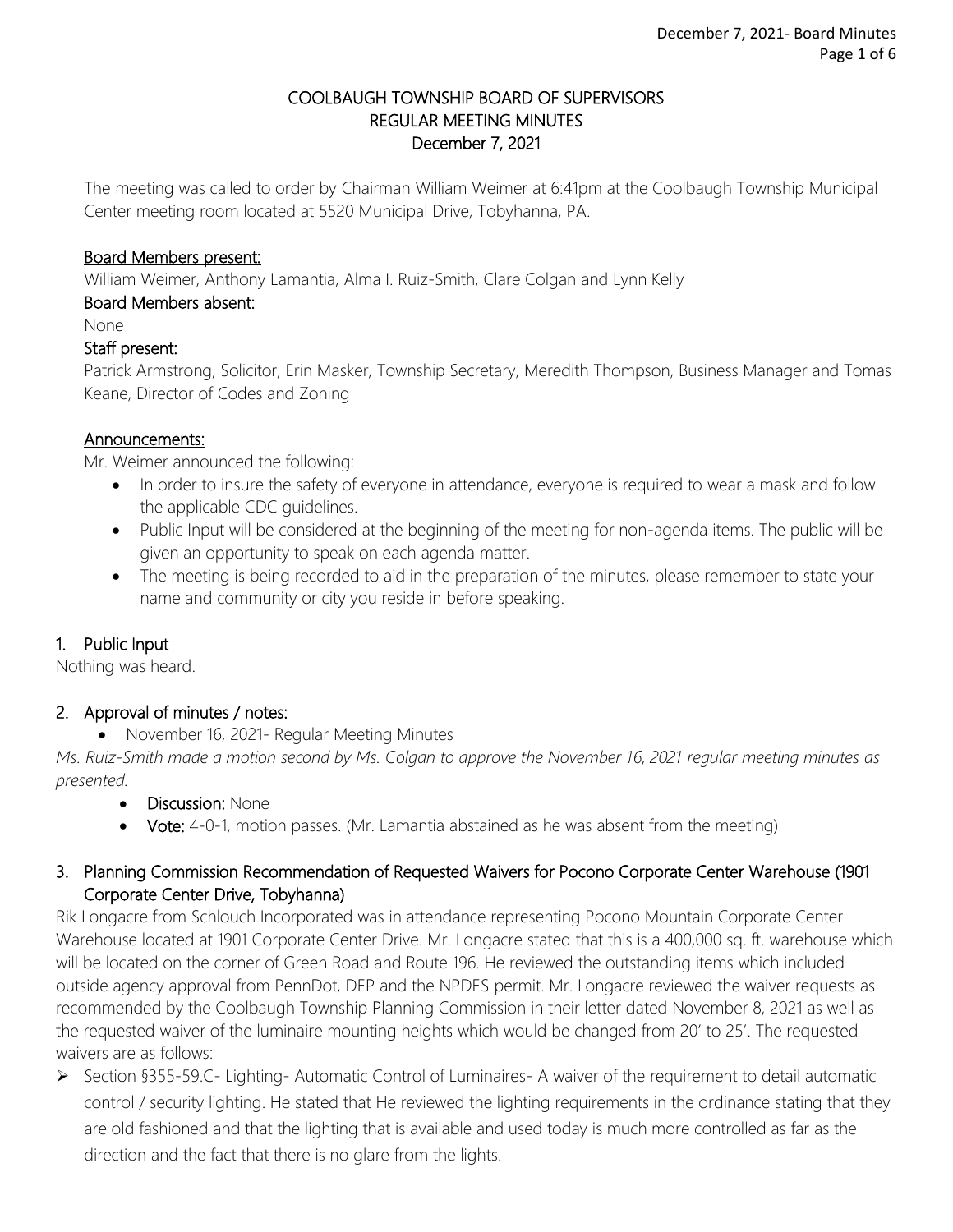# COOLBAUGH TOWNSHIP BOARD OF SUPERVISORS
## REGULAR MEETING MINUTES
## December 7, 2021

The meeting was called to order by Chairman William Weimer at 6:41pm at the Coolbaugh Township Municipal Center meeting room located at 5520 Municipal Drive, Tobyhanna, PA.

**Board Members present:**
William Weimer, Anthony Lamantia, Alma I. Ruiz-Smith, Clare Colgan and Lynn Kelly

**Board Members absent:**
None

**Staff present:**
Patrick Armstrong, Solicitor, Erin Masker, Township Secretary, Meredith Thompson, Business Manager and Tomas Keane, Director of Codes and Zoning

**Announcements:**
Mr. Weimer announced the following:

- In order to insure the safety of everyone in attendance, everyone is required to wear a mask and follow the applicable CDC guidelines.
- Public Input will be considered at the beginning of the meeting for non-agenda items. The public will be given an opportunity to speak on each agenda matter.
- The meeting is being recorded to aid in the preparation of the minutes, please remember to state your name and community or city you reside in before speaking.

## 1. Public Input

Nothing was heard.

## 2. Approval of minutes / notes:

- November 16, 2021- Regular Meeting Minutes

*Ms. Ruiz-Smith made a motion second by Ms. Colgan to approve the November 16, 2021 regular meeting minutes as presented.*

- **Discussion:** None
- **Vote:** 4-0-1, motion passes. (Mr. Lamantia abstained as he was absent from the meeting)

## 3. Planning Commission Recommendation of Requested Waivers for Pocono Corporate Center Warehouse (1901 Corporate Center Drive, Tobyhanna)

Rik Longacre from Schlouch Incorporated was in attendance representing Pocono Mountain Corporate Center Warehouse located at 1901 Corporate Center Drive. Mr. Longacre stated that this is a 400,000 sq. ft. warehouse which will be located on the corner of Green Road and Route 196. He reviewed the outstanding items which included outside agency approval from PennDot, DEP and the NPDES permit. Mr. Longacre reviewed the waiver requests as recommended by the Coolbaugh Township Planning Commission in their letter dated November 8, 2021 as well as the requested waiver of the luminaire mounting heights which would be changed from 20' to 25'. The requested waivers are as follows:

- Section §355-59.C- Lighting- Automatic Control of Luminaires- A waiver of the requirement to detail automatic control / security lighting. He stated that He reviewed the lighting requirements in the ordinance stating that they are old fashioned and that the lighting that is available and used today is much more controlled as far as the direction and the fact that there is no glare from the lights.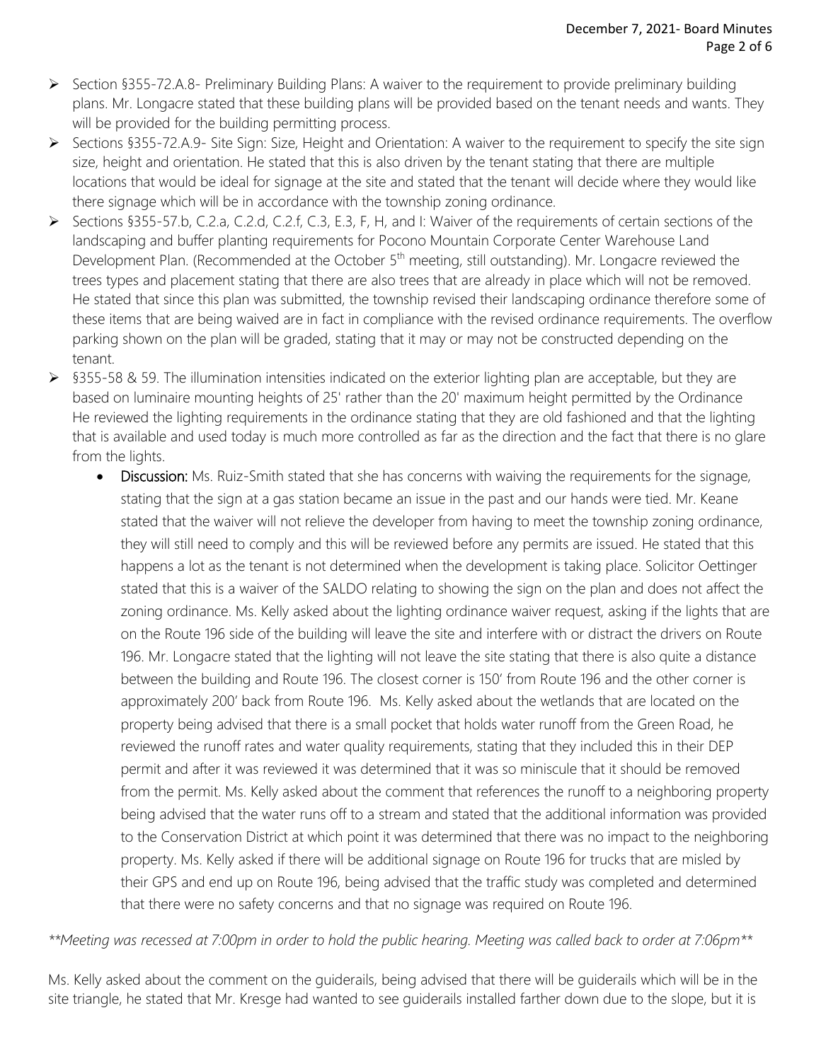- Section §355-72.A.8- Preliminary Building Plans: A waiver to the requirement to provide preliminary building plans. Mr. Longacre stated that these building plans will be provided based on the tenant needs and wants. They will be provided for the building permitting process.
- Sections §355-72.A.9- Site Sign: Size, Height and Orientation: A waiver to the requirement to specify the site sign size, height and orientation. He stated that this is also driven by the tenant stating that there are multiple locations that would be ideal for signage at the site and stated that the tenant will decide where they would like there signage which will be in accordance with the township zoning ordinance.
- Sections §355-57.b, C.2.a, C.2.d, C.2.f, C.3, E.3, F, H, and I: Waiver of the requirements of certain sections of the landscaping and buffer planting requirements for Pocono Mountain Corporate Center Warehouse Land Development Plan. (Recommended at the October 5th meeting, still outstanding). Mr. Longacre reviewed the trees types and placement stating that there are also trees that are already in place which will not be removed. He stated that since this plan was submitted, the township revised their landscaping ordinance therefore some of these items that are being waived are in fact in compliance with the revised ordinance requirements. The overflow parking shown on the plan will be graded, stating that it may or may not be constructed depending on the tenant.
- §355-58 & 59. The illumination intensities indicated on the exterior lighting plan are acceptable, but they are based on luminaire mounting heights of 25' rather than the 20' maximum height permitted by the Ordinance He reviewed the lighting requirements in the ordinance stating that they are old fashioned and that the lighting that is available and used today is much more controlled as far as the direction and the fact that there is no glare from the lights.
  - **Discussion:** Ms. Ruiz-Smith stated that she has concerns with waiving the requirements for the signage, stating that the sign at a gas station became an issue in the past and our hands were tied. Mr. Keane stated that the waiver will not relieve the developer from having to meet the township zoning ordinance, they will still need to comply and this will be reviewed before any permits are issued. He stated that this happens a lot as the tenant is not determined when the development is taking place. Solicitor Oettinger stated that this is a waiver of the SALDO relating to showing the sign on the plan and does not affect the zoning ordinance. Ms. Kelly asked about the lighting ordinance waiver request, asking if the lights that are on the Route 196 side of the building will leave the site and interfere with or distract the drivers on Route 196. Mr. Longacre stated that the lighting will not leave the site stating that there is also quite a distance between the building and Route 196. The closest corner is 150' from Route 196 and the other corner is approximately 200' back from Route 196. Ms. Kelly asked about the wetlands that are located on the property being advised that there is a small pocket that holds water runoff from the Green Road, he reviewed the runoff rates and water quality requirements, stating that they included this in their DEP permit and after it was reviewed it was determined that it was so miniscule that it should be removed from the permit. Ms. Kelly asked about the comment that references the runoff to a neighboring property being advised that the water runs off to a stream and stated that the additional information was provided to the Conservation District at which point it was determined that there was no impact to the neighboring property. Ms. Kelly asked if there will be additional signage on Route 196 for trucks that are misled by their GPS and end up on Route 196, being advised that the traffic study was completed and determined that there were no safety concerns and that no signage was required on Route 196.

***\*Meeting was recessed at 7:00pm in order to hold the public hearing. Meeting was called back to order at 7:06pm\*\****

Ms. Kelly asked about the comment on the guiderails, being advised that there will be guiderails which will be in the site triangle, he stated that Mr. Kresge had wanted to see guiderails installed farther down due to the slope, but it is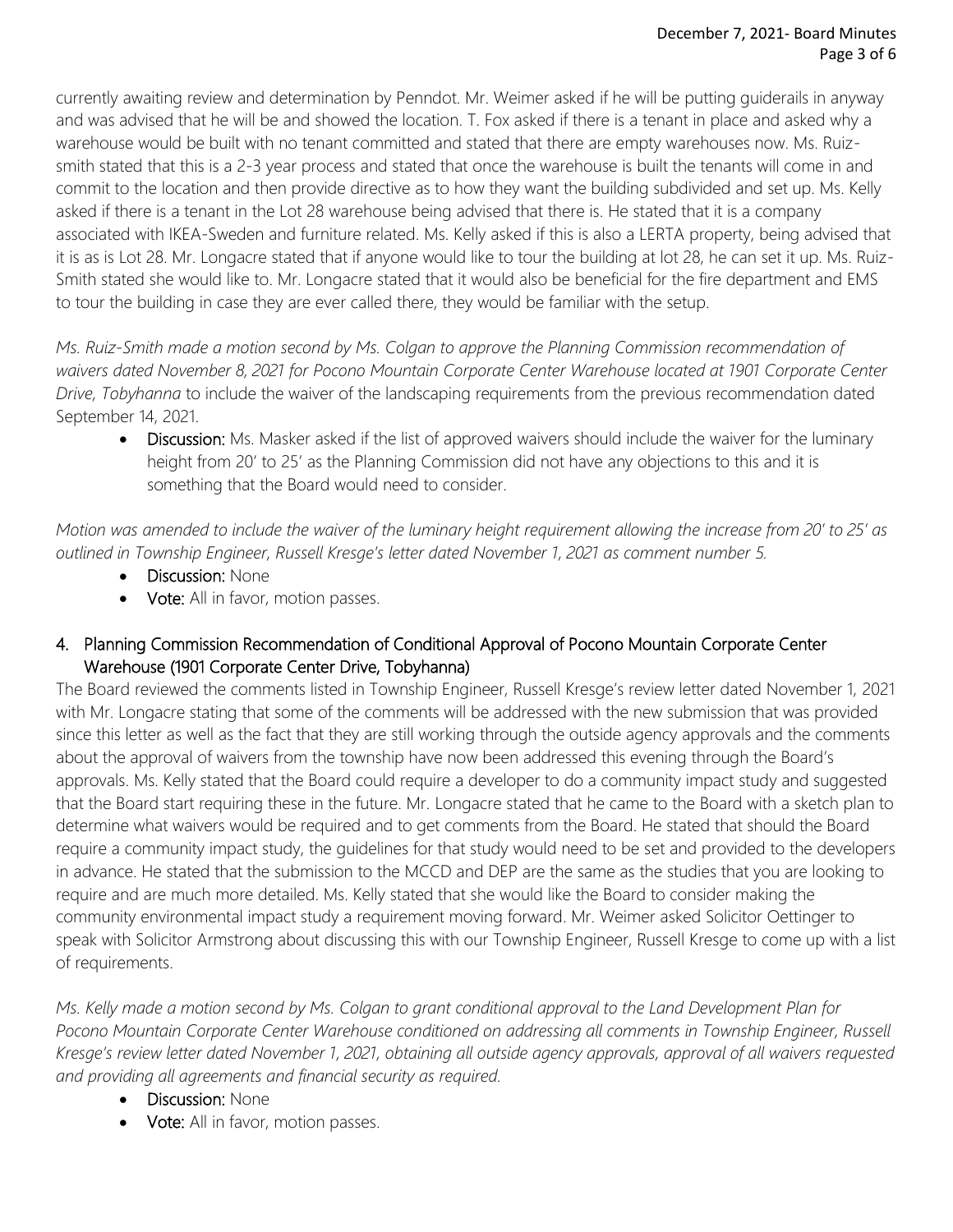currently awaiting review and determination by Penndot. Mr. Weimer asked if he will be putting guiderails in anyway and was advised that he will be and showed the location. T. Fox asked if there is a tenant in place and asked why a warehouse would be built with no tenant committed and stated that there are empty warehouses now. Ms. Ruiz-smith stated that this is a 2-3 year process and stated that once the warehouse is built the tenants will come in and commit to the location and then provide directive as to how they want the building subdivided and set up. Ms. Kelly asked if there is a tenant in the Lot 28 warehouse being advised that there is. He stated that it is a company associated with IKEA-Sweden and furniture related. Ms. Kelly asked if this is also a LERTA property, being advised that it is as is Lot 28. Mr. Longacre stated that if anyone would like to tour the building at lot 28, he can set it up. Ms. Ruiz-Smith stated she would like to. Mr. Longacre stated that it would also be beneficial for the fire department and EMS to tour the building in case they are ever called there, they would be familiar with the setup.

*Ms. Ruiz-Smith made a motion second by Ms. Colgan to approve the Planning Commission recommendation of waivers dated November 8, 2021 for Pocono Mountain Corporate Center Warehouse located at 1901 Corporate Center Drive, Tobyhanna* to include the waiver of the landscaping requirements from the previous recommendation dated September 14, 2021.

- **Discussion:** Ms. Masker asked if the list of approved waivers should include the waiver for the luminary height from 20' to 25' as the Planning Commission did not have any objections to this and it is something that the Board would need to consider.

*Motion was amended to include the waiver of the luminary height requirement allowing the increase from 20' to 25' as outlined in Township Engineer, Russell Kresge's letter dated November 1, 2021 as comment number 5.*

- **Discussion:** None
- **Vote:** All in favor, motion passes.

## 4. Planning Commission Recommendation of Conditional Approval of Pocono Mountain Corporate Center Warehouse (1901 Corporate Center Drive, Tobyhanna)

The Board reviewed the comments listed in Township Engineer, Russell Kresge's review letter dated November 1, 2021 with Mr. Longacre stating that some of the comments will be addressed with the new submission that was provided since this letter as well as the fact that they are still working through the outside agency approvals and the comments about the approval of waivers from the township have now been addressed this evening through the Board's approvals. Ms. Kelly stated that the Board could require a developer to do a community impact study and suggested that the Board start requiring these in the future. Mr. Longacre stated that he came to the Board with a sketch plan to determine what waivers would be required and to get comments from the Board. He stated that should the Board require a community impact study, the guidelines for that study would need to be set and provided to the developers in advance. He stated that the submission to the MCCD and DEP are the same as the studies that you are looking to require and are much more detailed. Ms. Kelly stated that she would like the Board to consider making the community environmental impact study a requirement moving forward. Mr. Weimer asked Solicitor Oettinger to speak with Solicitor Armstrong about discussing this with our Township Engineer, Russell Kresge to come up with a list of requirements.

*Ms. Kelly made a motion second by Ms. Colgan to grant conditional approval to the Land Development Plan for Pocono Mountain Corporate Center Warehouse conditioned on addressing all comments in Township Engineer, Russell Kresge's review letter dated November 1, 2021, obtaining all outside agency approvals, approval of all waivers requested and providing all agreements and financial security as required.*

- **Discussion:** None
- **Vote:** All in favor, motion passes.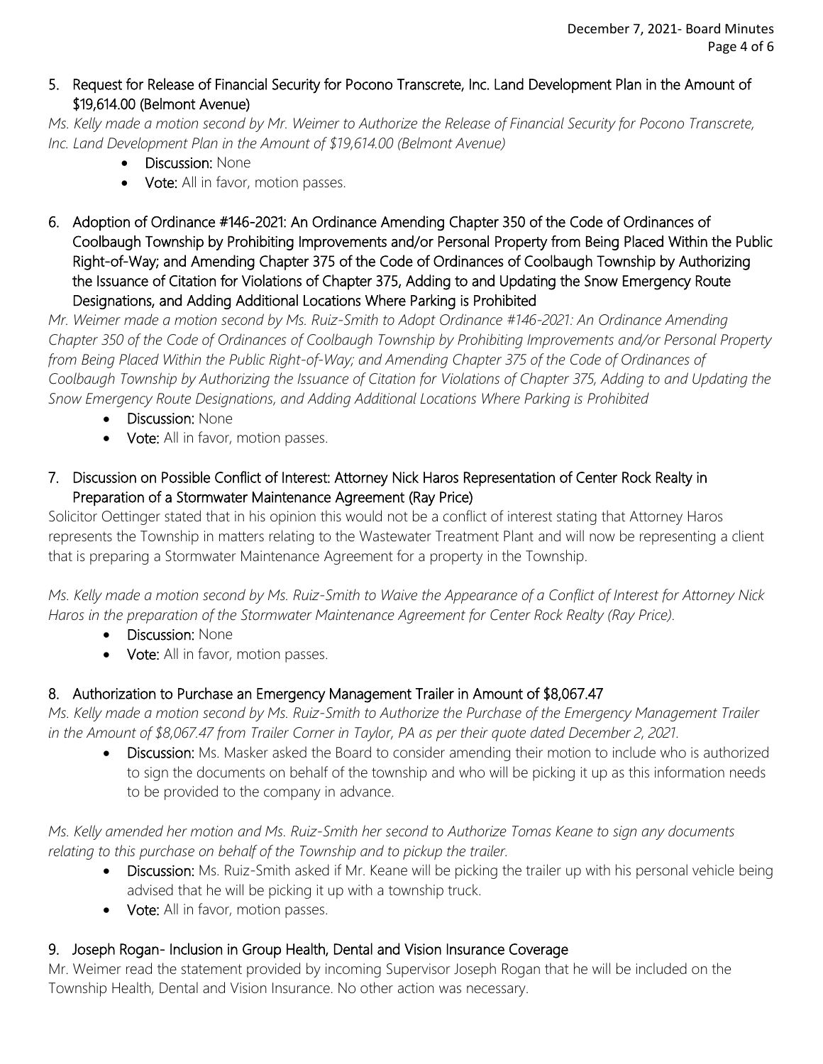5. Request for Release of Financial Security for Pocono Transcrete, Inc. Land Development Plan in the Amount of $19,614.00 (Belmont Avenue)

*Ms. Kelly made a motion second by Mr. Weimer to Authorize the Release of Financial Security for Pocono Transcrete, Inc. Land Development Plan in the Amount of $19,614.00 (Belmont Avenue)*

- **Discussion:** None
- **Vote:** All in favor, motion passes.

6. Adoption of Ordinance #146-2021: An Ordinance Amending Chapter 350 of the Code of Ordinances of Coolbaugh Township by Prohibiting Improvements and/or Personal Property from Being Placed Within the Public Right-of-Way; and Amending Chapter 375 of the Code of Ordinances of Coolbaugh Township by Authorizing the Issuance of Citation for Violations of Chapter 375, Adding to and Updating the Snow Emergency Route Designations, and Adding Additional Locations Where Parking is Prohibited

*Mr. Weimer made a motion second by Ms. Ruiz-Smith to Adopt Ordinance #146-2021: An Ordinance Amending Chapter 350 of the Code of Ordinances of Coolbaugh Township by Prohibiting Improvements and/or Personal Property from Being Placed Within the Public Right-of-Way; and Amending Chapter 375 of the Code of Ordinances of Coolbaugh Township by Authorizing the Issuance of Citation for Violations of Chapter 375, Adding to and Updating the Snow Emergency Route Designations, and Adding Additional Locations Where Parking is Prohibited*

- **Discussion:** None
- **Vote:** All in favor, motion passes.

7. Discussion on Possible Conflict of Interest: Attorney Nick Haros Representation of Center Rock Realty in Preparation of a Stormwater Maintenance Agreement (Ray Price)

Solicitor Oettinger stated that in his opinion this would not be a conflict of interest stating that Attorney Haros represents the Township in matters relating to the Wastewater Treatment Plant and will now be representing a client that is preparing a Stormwater Maintenance Agreement for a property in the Township.

*Ms. Kelly made a motion second by Ms. Ruiz-Smith to Waive the Appearance of a Conflict of Interest for Attorney Nick Haros in the preparation of the Stormwater Maintenance Agreement for Center Rock Realty (Ray Price).*

- **Discussion:** None
- **Vote:** All in favor, motion passes.

8. Authorization to Purchase an Emergency Management Trailer in Amount of $8,067.47

*Ms. Kelly made a motion second by Ms. Ruiz-Smith to Authorize the Purchase of the Emergency Management Trailer in the Amount of $8,067.47 from Trailer Corner in Taylor, PA as per their quote dated December 2, 2021.*

- **Discussion:** Ms. Masker asked the Board to consider amending their motion to include who is authorized to sign the documents on behalf of the township and who will be picking it up as this information needs to be provided to the company in advance.

*Ms. Kelly amended her motion and Ms. Ruiz-Smith her second to Authorize Tomas Keane to sign any documents relating to this purchase on behalf of the Township and to pickup the trailer.*

- **Discussion:** Ms. Ruiz-Smith asked if Mr. Keane will be picking the trailer up with his personal vehicle being advised that he will be picking it up with a township truck.
- **Vote:** All in favor, motion passes.

9. Joseph Rogan- Inclusion in Group Health, Dental and Vision Insurance Coverage

Mr. Weimer read the statement provided by incoming Supervisor Joseph Rogan that he will be included on the Township Health, Dental and Vision Insurance. No other action was necessary.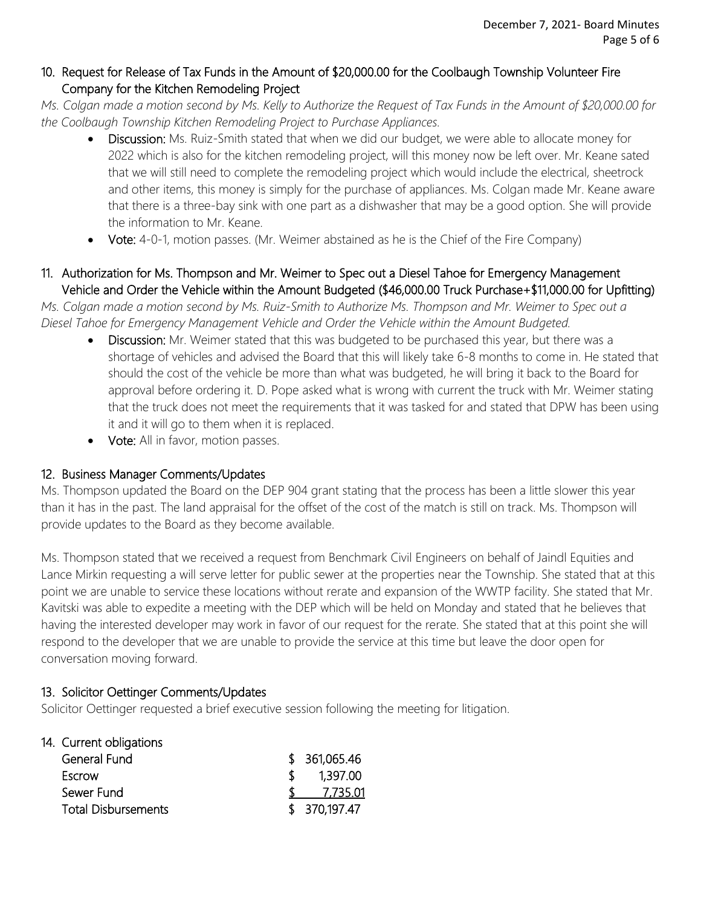## 10. Request for Release of Tax Funds in the Amount of $20,000.00 for the Coolbaugh Township Volunteer Fire Company for the Kitchen Remodeling Project

*Ms. Colgan made a motion second by Ms. Kelly to Authorize the Request of Tax Funds in the Amount of $20,000.00 for the Coolbaugh Township Kitchen Remodeling Project to Purchase Appliances.*

- **Discussion:** Ms. Ruiz-Smith stated that when we did our budget, we were able to allocate money for 2022 which is also for the kitchen remodeling project, will this money now be left over. Mr. Keane sated that we will still need to complete the remodeling project which would include the electrical, sheetrock and other items, this money is simply for the purchase of appliances. Ms. Colgan made Mr. Keane aware that there is a three-bay sink with one part as a dishwasher that may be a good option. She will provide the information to Mr. Keane.
- **Vote:** 4-0-1, motion passes. (Mr. Weimer abstained as he is the Chief of the Fire Company)

## 11. Authorization for Ms. Thompson and Mr. Weimer to Spec out a Diesel Tahoe for Emergency Management Vehicle and Order the Vehicle within the Amount Budgeted ($46,000.00 Truck Purchase+$11,000.00 for Upfitting)

*Ms. Colgan made a motion second by Ms. Ruiz-Smith to Authorize Ms. Thompson and Mr. Weimer to Spec out a Diesel Tahoe for Emergency Management Vehicle and Order the Vehicle within the Amount Budgeted.*

- **Discussion:** Mr. Weimer stated that this was budgeted to be purchased this year, but there was a shortage of vehicles and advised the Board that this will likely take 6-8 months to come in. He stated that should the cost of the vehicle be more than what was budgeted, he will bring it back to the Board for approval before ordering it. D. Pope asked what is wrong with current the truck with Mr. Weimer stating that the truck does not meet the requirements that it was tasked for and stated that DPW has been using it and it will go to them when it is replaced.
- **Vote:** All in favor, motion passes.

## 12. Business Manager Comments/Updates

Ms. Thompson updated the Board on the DEP 904 grant stating that the process has been a little slower this year than it has in the past. The land appraisal for the offset of the cost of the match is still on track. Ms. Thompson will provide updates to the Board as they become available.

Ms. Thompson stated that we received a request from Benchmark Civil Engineers on behalf of Jaindl Equities and Lance Mirkin requesting a will serve letter for public sewer at the properties near the Township. She stated that at this point we are unable to service these locations without rerate and expansion of the WWTP facility. She stated that Mr. Kavitski was able to expedite a meeting with the DEP which will be held on Monday and stated that he believes that having the interested developer may work in favor of our request for the rerate. She stated that at this point she will respond to the developer that we are unable to provide the service at this time but leave the door open for conversation moving forward.

## 13. Solicitor Oettinger Comments/Updates

Solicitor Oettinger requested a brief executive session following the meeting for litigation.

## 14. Current obligations

| | |
|---|---|
| General Fund | $ 361,065.46 |
| Escrow | $ 1,397.00 |
| Sewer Fund | $ 7,735.01 |
| Total Disbursements | $ 370,197.47 |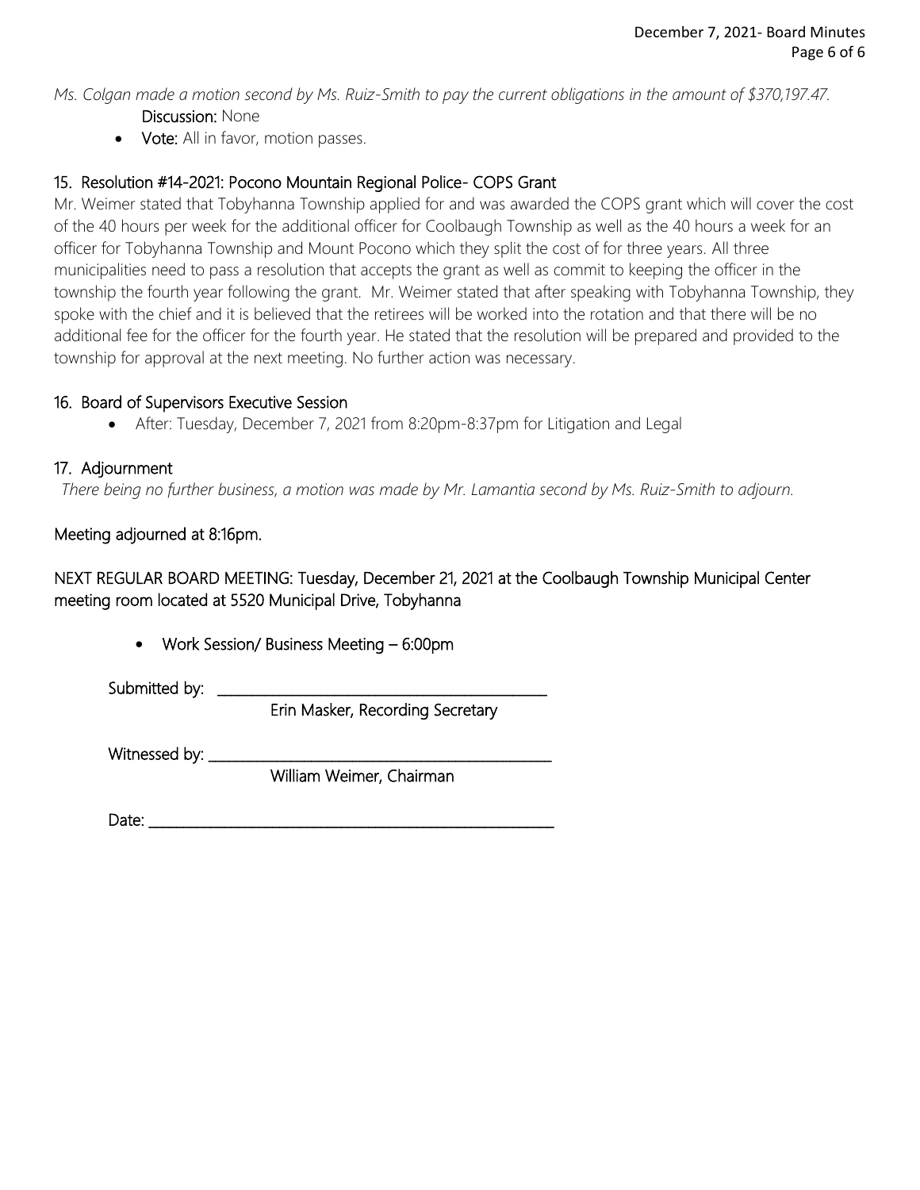*Ms. Colgan made a motion second by Ms. Ruiz-Smith to pay the current obligations in the amount of $370,197.47.*

Discussion: None

- Vote: All in favor, motion passes.

## 15. Resolution #14-2021: Pocono Mountain Regional Police- COPS Grant

Mr. Weimer stated that Tobyhanna Township applied for and was awarded the COPS grant which will cover the cost of the 40 hours per week for the additional officer for Coolbaugh Township as well as the 40 hours a week for an officer for Tobyhanna Township and Mount Pocono which they split the cost of for three years. All three municipalities need to pass a resolution that accepts the grant as well as commit to keeping the officer in the township the fourth year following the grant. Mr. Weimer stated that after speaking with Tobyhanna Township, they spoke with the chief and it is believed that the retirees will be worked into the rotation and that there will be no additional fee for the officer for the fourth year. He stated that the resolution will be prepared and provided to the township for approval at the next meeting. No further action was necessary.

## 16. Board of Supervisors Executive Session

- After: Tuesday, December 7, 2021 from 8:20pm-8:37pm for Litigation and Legal

## 17. Adjournment

*There being no further business, a motion was made by Mr. Lamantia second by Ms. Ruiz-Smith to adjourn.*

Meeting adjourned at 8:16pm.

NEXT REGULAR BOARD MEETING: Tuesday, December 21, 2021 at the Coolbaugh Township Municipal Center meeting room located at 5520 Municipal Drive, Tobyhanna

- Work Session/ Business Meeting – 6:00pm

Submitted by: ______________________________
Erin Masker, Recording Secretary

Witnessed by: ______________________________
William Weimer, Chairman

Date: ______________________________